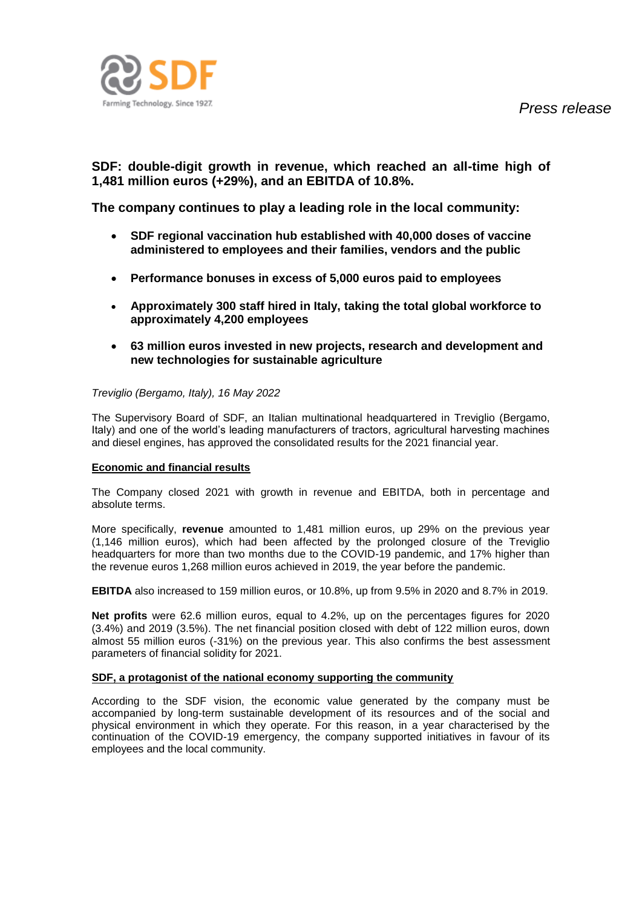*Press release*

**SDF: double-digit growth in revenue, which reached an all-time high of 1,481 million euros (+29%), and an EBITDA of 10.8%.**

**The company continues to play a leading role in the local community:**

- **SDF regional vaccination hub established with 40,000 doses of vaccine administered to employees and their families, vendors and the public**
- **Performance bonuses in excess of 5,000 euros paid to employees**
- **Approximately 300 staff hired in Italy, taking the total global workforce to approximately 4,200 employees**
- **63 million euros invested in new projects, research and development and new technologies for sustainable agriculture**

*Treviglio (Bergamo, Italy), 16 May 2022*

The Supervisory Board of SDF, an Italian multinational headquartered in Treviglio (Bergamo, Italy) and one of the world's leading manufacturers of tractors, agricultural harvesting machines and diesel engines, has approved the consolidated results for the 2021 financial year.

**Economic and financial results**

The Company closed 2021 with growth in revenue and EBITDA, both in percentage and absolute terms.

More specifically, **revenue** amounted to 1,481 million euros, up 29% on the previous year (1,146 million euros), which had been affected by the prolonged closure of the Treviglio headquarters for more than two months due to the COVID-19 pandemic, and 17% higher than the revenue euros 1,268 million euros achieved in 2019, the year before the pandemic.

**EBITDA** also increased to 159 million euros, or 10.8%, up from 9.5% in 2020 and 8.7% in 2019.

**Net profits** were 62.6 million euros, equal to 4.2%, up on the percentages figures for 2020 (3.4%) and 2019 (3.5%). The net financial position closed with debt of 122 million euros, down almost 55 million euros (-31%) on the previous year. This also confirms the best assessment parameters of financial solidity for 2021.

**SDF, a protagonist of the national economy supporting the community**

According to the SDF vision, the economic value generated by the company must be accompanied by long-term sustainable development of its resources and of the social and physical environment in which they operate. For this reason, in a year characterised by the continuation of the COVID-19 emergency, the company supported initiatives in favour of its employees and the local community.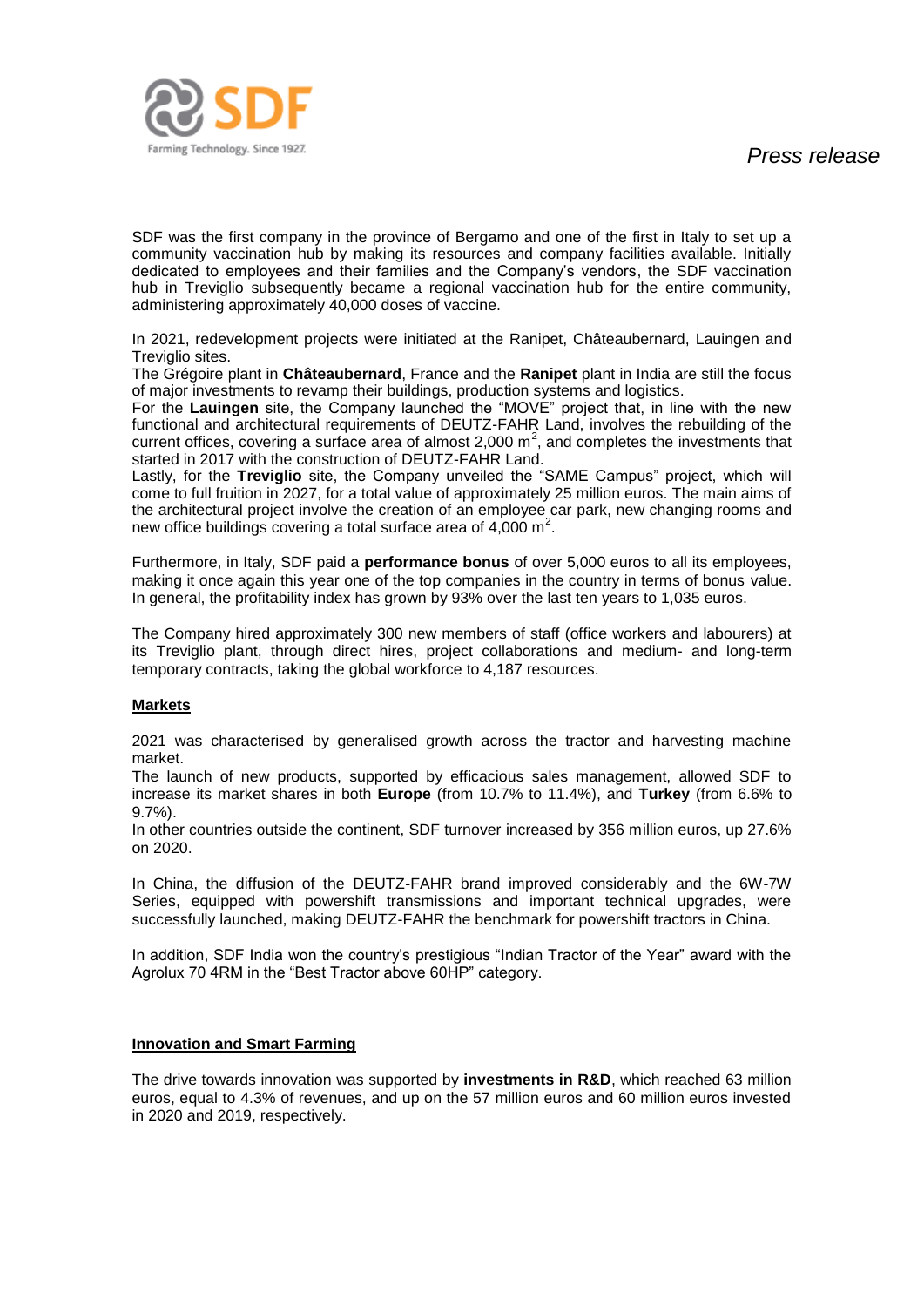SDF was the first company in the province of Bergamo and one of the first in Italy to set up a community vaccination hub by making its resources and company facilities available. Initially dedicated to employees and their families and the Company's vendors, the SDF vaccination hub in Treviglio subsequently became a regional vaccination hub for the entire community, administering approximately 40,000 doses of vaccine.

In 2021, redevelopment projects were initiated at the Ranipet, Châteaubernard, Lauingen and Treviglio sites.
The Grégoire plant in **Châteaubernard**, France and the **Ranipet** plant in India are still the focus of major investments to revamp their buildings, production systems and logistics.
For the **Lauingen** site, the Company launched the "MOVE" project that, in line with the new functional and architectural requirements of DEUTZ-FAHR Land, involves the rebuilding of the current offices, covering a surface area of almost 2,000 $m^2$, and completes the investments that started in 2017 with the construction of DEUTZ-FAHR Land.
Lastly, for the **Treviglio** site, the Company unveiled the "SAME Campus" project, which will come to full fruition in 2027, for a total value of approximately 25 million euros. The main aims of the architectural project involve the creation of an employee car park, new changing rooms and new office buildings covering a total surface area of 4,000 $m^2$.

Furthermore, in Italy, SDF paid a **performance bonus** of over 5,000 euros to all its employees, making it once again this year one of the top companies in the country in terms of bonus value. In general, the profitability index has grown by 93% over the last ten years to 1,035 euros.

The Company hired approximately 300 new members of staff (office workers and labourers) at its Treviglio plant, through direct hires, project collaborations and medium- and long-term temporary contracts, taking the global workforce to 4,187 resources.

## Markets

2021 was characterised by generalised growth across the tractor and harvesting machine market.
The launch of new products, supported by efficacious sales management, allowed SDF to increase its market shares in both **Europe** (from 10.7% to 11.4%), and **Turkey** (from 6.6% to 9.7%).
In other countries outside the continent, SDF turnover increased by 356 million euros, up 27.6% on 2020.

In China, the diffusion of the DEUTZ-FAHR brand improved considerably and the 6W-7W Series, equipped with powershift transmissions and important technical upgrades, were successfully launched, making DEUTZ-FAHR the benchmark for powershift tractors in China.

In addition, SDF India won the country's prestigious "Indian Tractor of the Year" award with the Agrolux 70 4RM in the "Best Tractor above 60HP" category.

## Innovation and Smart Farming

The drive towards innovation was supported by **investments in R&D**, which reached 63 million euros, equal to 4.3% of revenues, and up on the 57 million euros and 60 million euros invested in 2020 and 2019, respectively.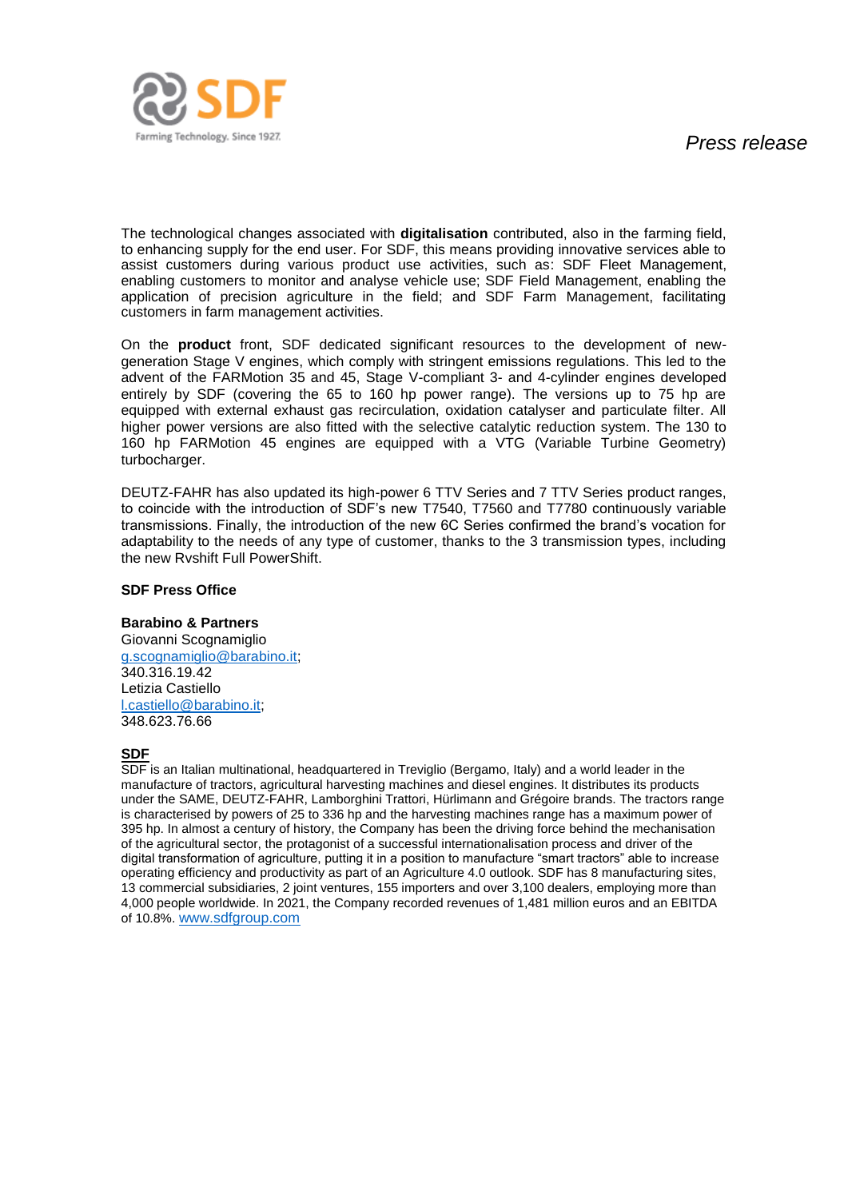*Press release*

The technological changes associated with **digitalisation** contributed, also in the farming field, to enhancing supply for the end user. For SDF, this means providing innovative services able to assist customers during various product use activities, such as: SDF Fleet Management, enabling customers to monitor and analyse vehicle use; SDF Field Management, enabling the application of precision agriculture in the field; and SDF Farm Management, facilitating customers in farm management activities.

On the **product** front, SDF dedicated significant resources to the development of new-generation Stage V engines, which comply with stringent emissions regulations. This led to the advent of the FARMotion 35 and 45, Stage V-compliant 3- and 4-cylinder engines developed entirely by SDF (covering the 65 to 160 hp power range). The versions up to 75 hp are equipped with external exhaust gas recirculation, oxidation catalyser and particulate filter. All higher power versions are also fitted with the selective catalytic reduction system. The 130 to 160 hp FARMotion 45 engines are equipped with a VTG (Variable Turbine Geometry) turbocharger.

DEUTZ-FAHR has also updated its high-power 6 TTV Series and 7 TTV Series product ranges, to coincide with the introduction of SDF's new T7540, T7560 and T7780 continuously variable transmissions. Finally, the introduction of the new 6C Series confirmed the brand's vocation for adaptability to the needs of any type of customer, thanks to the 3 transmission types, including the new Rvshift Full PowerShift.

**SDF Press Office**

**Barabino & Partners**
Giovanni Scognamiglio
g.scognamiglio@barabino.it;
340.316.19.42
Letizia Castiello
l.castiello@barabino.it;
348.623.76.66

**SDF**
SDF is an Italian multinational, headquartered in Treviglio (Bergamo, Italy) and a world leader in the manufacture of tractors, agricultural harvesting machines and diesel engines. It distributes its products under the SAME, DEUTZ-FAHR, Lamborghini Trattori, Hürlimann and Grégoire brands. The tractors range is characterised by powers of 25 to 336 hp and the harvesting machines range has a maximum power of 395 hp. In almost a century of history, the Company has been the driving force behind the mechanisation of the agricultural sector, the protagonist of a successful internationalisation process and driver of the digital transformation of agriculture, putting it in a position to manufacture "smart tractors" able to increase operating efficiency and productivity as part of an Agriculture 4.0 outlook. SDF has 8 manufacturing sites, 13 commercial subsidiaries, 2 joint ventures, 155 importers and over 3,100 dealers, employing more than 4,000 people worldwide. In 2021, the Company recorded revenues of 1,481 million euros and an EBITDA of 10.8%. www.sdfgroup.com